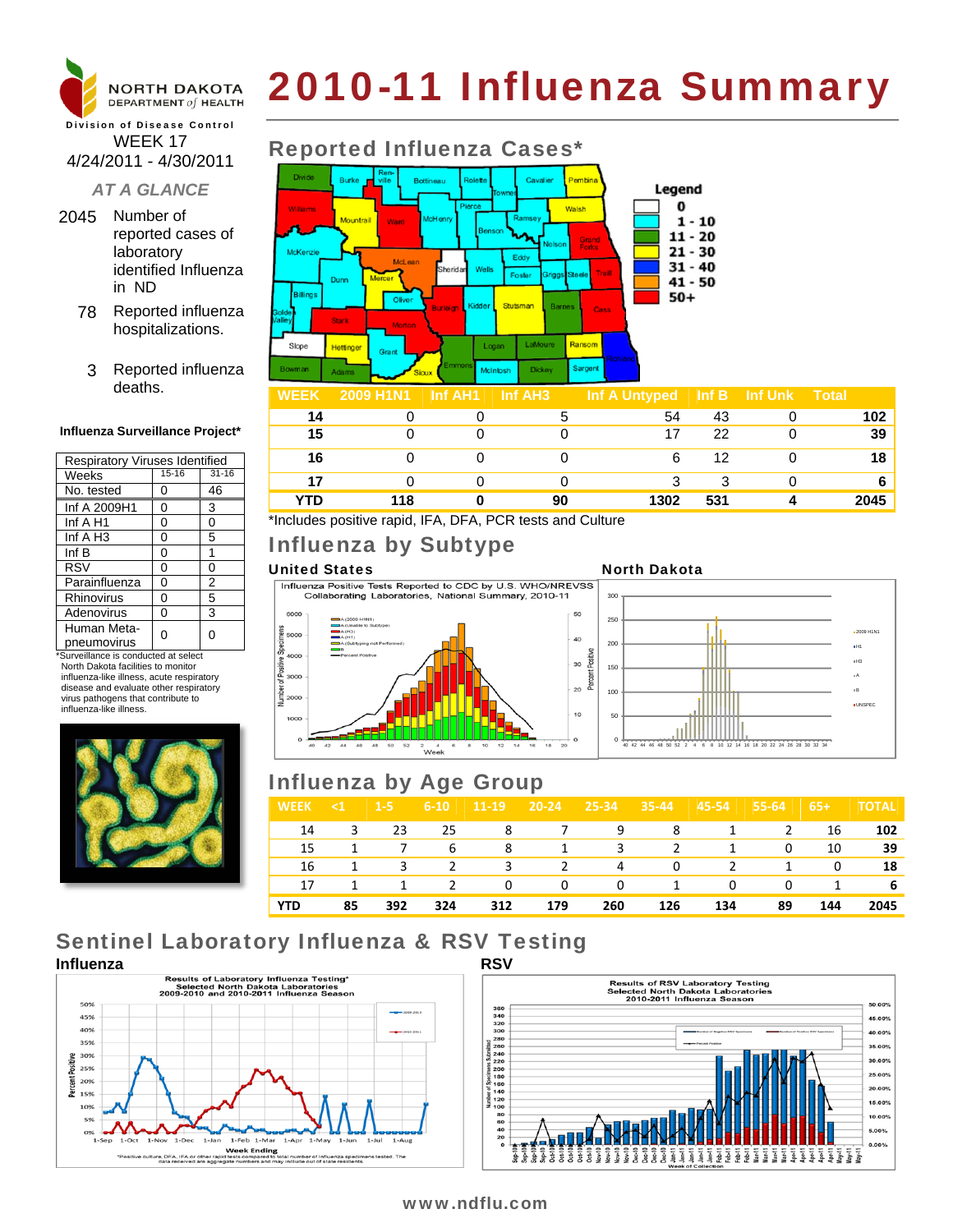# 2010-11 Influenza Summary

NORTH DAKOTA DEPARTMENT of HEALTH

Division of Disease Control

WEEK 17
4/24/2011 - 4/30/2011

*AT A GLANCE*

2045 Number of reported cases of laboratory identified Influenza in ND

78 Reported influenza hospitalizations.

3 Reported influenza deaths.

**Influenza Surveillance Project***

| Respiratory Viruses Identified | | |
|---|---|---|
| Weeks | 15-16 | 31-16 |
| No. tested | 0 | 46 |
| Inf A 2009H1 | 0 | 3 |
| Inf A H1 | 0 | 0 |
| Inf A H3 | 0 | 5 |
| Inf B | 0 | 1 |
| RSV | 0 | 0 |
| Parainfluenza | 0 | 2 |
| Rhinovirus | 0 | 5 |
| Adenovirus | 0 | 3 |
| Human Meta-pneumovirus | 0 | 0 |

*Surveillance is conducted at select North Dakota facilities to monitor influenza-like illness, acute respiratory disease and evaluate other respiratory virus pathogens that contribute to influenza-like illness.

## Reported Influenza Cases*

Legend: 0; 1 - 10; 11 - 20; 21 - 30; 31 - 40; 41 - 50; 50+

| WEEK | 2009 H1N1 | Inf AH1 | Inf AH3 | Inf A Untyped | Inf B | Inf Unk | Total |
|---|---|---|---|---|---|---|---|
| 14 | 0 | 0 | 5 | 54 | 43 | 0 | 102 |
| 15 | 0 | 0 | 0 | 17 | 22 | 0 | 39 |
| 16 | 0 | 0 | 0 | 6 | 12 | 0 | 18 |
| 17 | 0 | 0 | 0 | 3 | 3 | 0 | 6 |
| YTD | 118 | 0 | 90 | 1302 | 531 | 4 | 2045 |

*Includes positive rapid, IFA, DFA, PCR tests and Culture

## Influenza by Subtype

**United States**

Influenza Positive Tests Reported to CDC by U.S. WHO/NREVSS Collaborating Laboratories, National Summary, 2010-11

**North Dakota**

## Influenza by Age Group

| WEEK | <1 | 1-5 | 6-10 | 11-19 | 20-24 | 25-34 | 35-44 | 45-54 | 55-64 | 65+ | TOTAL |
|---|---|---|---|---|---|---|---|---|---|---|---|
| 14 | 3 | 23 | 25 | 8 | 7 | 9 | 8 | 1 | 2 | 16 | 102 |
| 15 | 1 | 7 | 6 | 8 | 1 | 3 | 2 | 1 | 0 | 10 | 39 |
| 16 | 1 | 3 | 2 | 3 | 2 | 4 | 0 | 2 | 1 | 0 | 18 |
| 17 | 1 | 1 | 2 | 0 | 0 | 0 | 1 | 0 | 0 | 1 | 6 |
| YTD | 85 | 392 | 324 | 312 | 179 | 260 | 126 | 134 | 89 | 144 | 2045 |

## Sentinel Laboratory Influenza & RSV Testing

**Influenza**

Results of Laboratory Influenza Testing* Selected North Dakota Laboratories 2009-2010 and 2010-2011 Influenza Season

*Positive culture, DFA, IFA or other rapid tests compared to total number of influenza specimens tested. The data received are aggregate numbers and may include out of state residents.

**RSV**

Results of RSV Laboratory Testing Selected North Dakota Laboratories 2010-2011 Influenza Season

www.ndflu.com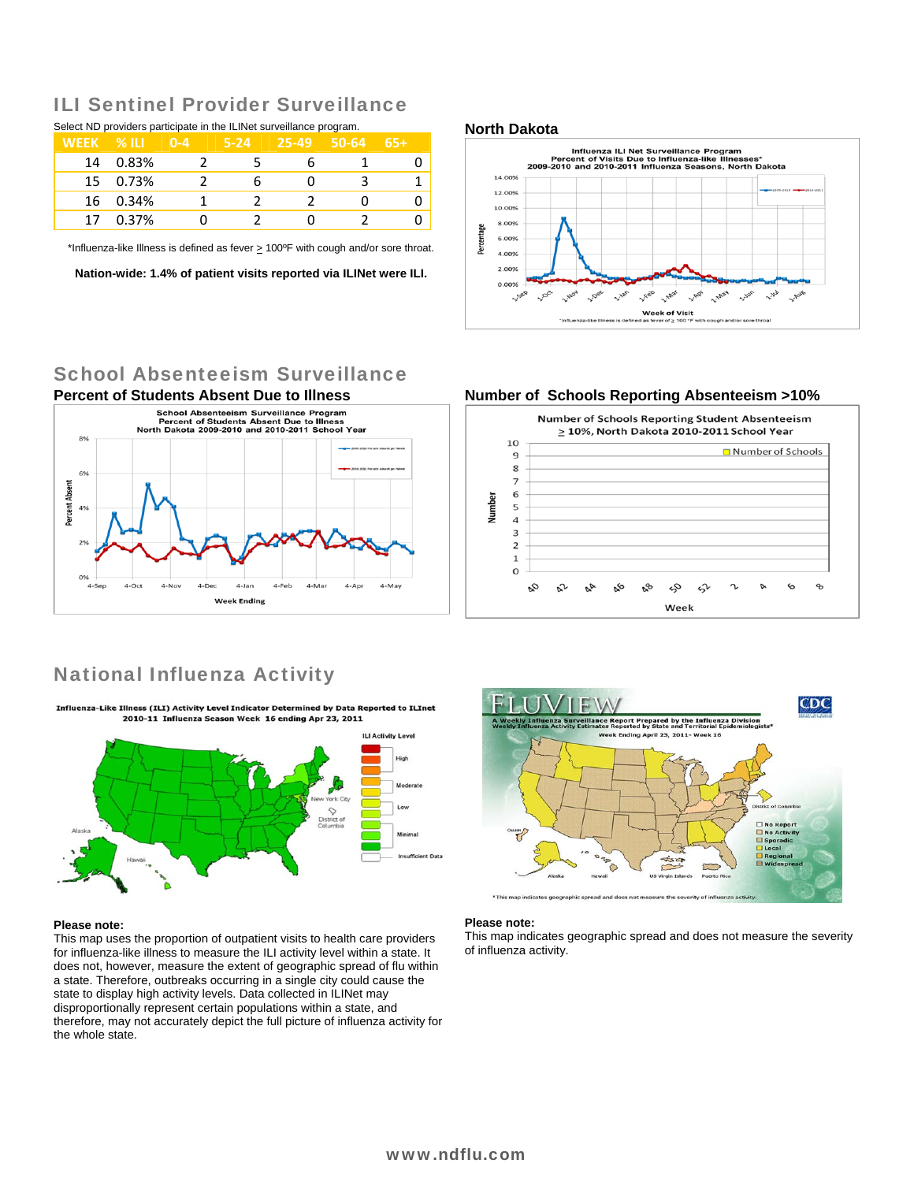## ILI Sentinel Provider Surveillance

Select ND providers participate in the ILINet surveillance program.

| WEEK | % ILI | 0-4 | 5-24 | 25-49 | 50-64 | 65+ |
|---|---|---|---|---|---|---|
| 14 | 0.83% | 2 | 5 | 6 | 1 | 0 |
| 15 | 0.73% | 2 | 6 | 0 | 3 | 1 |
| 16 | 0.34% | 1 | 2 | 2 | 0 | 0 |
| 17 | 0.37% | 0 | 2 | 0 | 2 | 0 |

*Influenza-like Illness is defined as fever ≥ 100ºF with cough and/or sore throat.

**Nation-wide: 1.4% of patient visits reported via ILINet were ILI.**

### North Dakota

Influenza ILI Net Surveillance Program
Percent of Visits Due to Influenza-like Illnesses*
2009-2010 and 2010-2011 Influenza Seasons, North Dakota

Percentage

14.00%
12.00%
10.00%
8.00%
6.00%
4.00%
2.00%
0.00%

1-Sep 1-Oct 1-Nov 1-Dec 1-Jan 1-Feb 1-Mar 1-Apr 1-May 1-Jun 1-Jul 1-Aug

Week of Visit

2009-2010 2010-2011

*Influenza-like illness is defined as fever of ≥ 100 °F with cough and/or sore throat

## School Absenteeism Surveillance

### Percent of Students Absent Due to Illness

School Absenteeism Surveillance Program
Percent of Students Absent Due to Illness
North Dakota 2009-2010 and 2010-2011 School Year

Percent Absent

8%
6%
4%
2%
0%

4-Sep 4-Oct 4-Nov 4-Dec 4-Jan 4-Feb 4-Mar 4-Apr 4-May

Week Ending

2009-2010 Percent Absent per Week
2010-2011 Percent Absent per Week

### Number of Schools Reporting Absenteeism >10%

Number of Schools Reporting Student Absenteeism
≥ 10%, North Dakota 2010-2011 School Year

Number

10
9
8
7
6
5
4
3
2
1
0

40 42 44 46 48 50 52 2 4 6 8

Week

Number of Schools

## National Influenza Activity

Influenza-Like Illness (ILI) Activity Level Indicator Determined by Data Reported to ILINet
2010-11 Influenza Season Week 16 ending Apr 23, 2011

ILI Activity Level

High
Moderate
Low
Minimal
Insufficient Data

New York City
District of Columbia
Alaska
Hawaii

FLUVIEW

A Weekly Influenza Surveillance Report Prepared by the Influenza Division
Weekly Influenza Activity Estimates Reported by State and Territorial Epidemiologists*
Week Ending April 23, 2011- Week 16

CDC

District of Columbia
Guam
Alaska
Hawaii
US Virgin Islands
Puerto Rico

No Report
No Activity
Sporadic
Local
Regional
Widespread

*This map indicates geographic spread and does not measure the severity of influenza activity.

**Please note:**
This map uses the proportion of outpatient visits to health care providers for influenza-like illness to measure the ILI activity level within a state. It does not, however, measure the extent of geographic spread of flu within a state. Therefore, outbreaks occurring in a single city could cause the state to display high activity levels. Data collected in ILINet may disproportionally represent certain populations within a state, and therefore, may not accurately depict the full picture of influenza activity for the whole state.

**Please note:**
This map indicates geographic spread and does not measure the severity of influenza activity.

www.ndflu.com